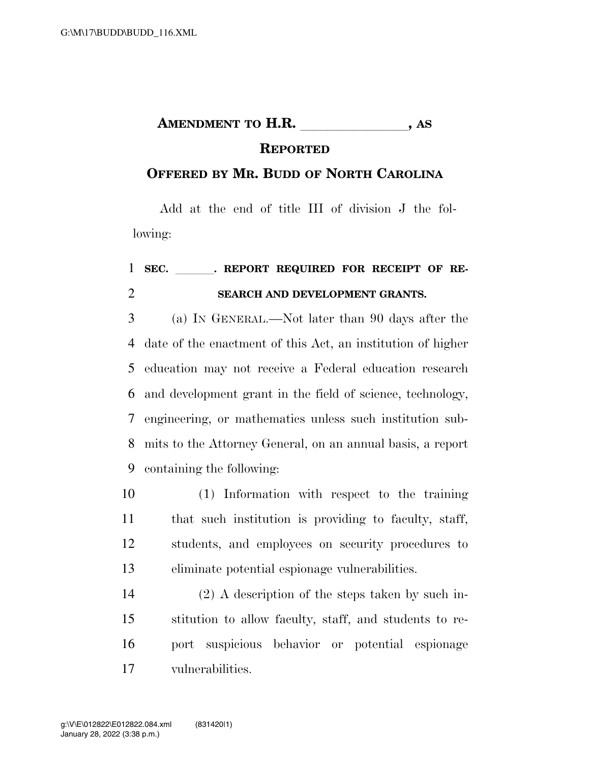**AMENDMENT TO H.R. \_\_\_\_\_\_\_\_\_\_\_\_\_\_\_, AS REPORTED**

**OFFERED BY MR. BUDD OF NORTH CAROLINA**

Add at the end of title III of division J the following:

**SEC. \_\_\_\_\_\_. REPORT REQUIRED FOR RECEIPT OF RESEARCH AND DEVELOPMENT GRANTS.**

(a) IN GENERAL.—Not later than 90 days after the date of the enactment of this Act, an institution of higher education may not receive a Federal education research and development grant in the field of science, technology, engineering, or mathematics unless such institution submits to the Attorney General, on an annual basis, a report containing the following:

(1) Information with respect to the training that such institution is providing to faculty, staff, students, and employees on security procedures to eliminate potential espionage vulnerabilities.

(2) A description of the steps taken by such institution to allow faculty, staff, and students to report suspicious behavior or potential espionage vulnerabilities.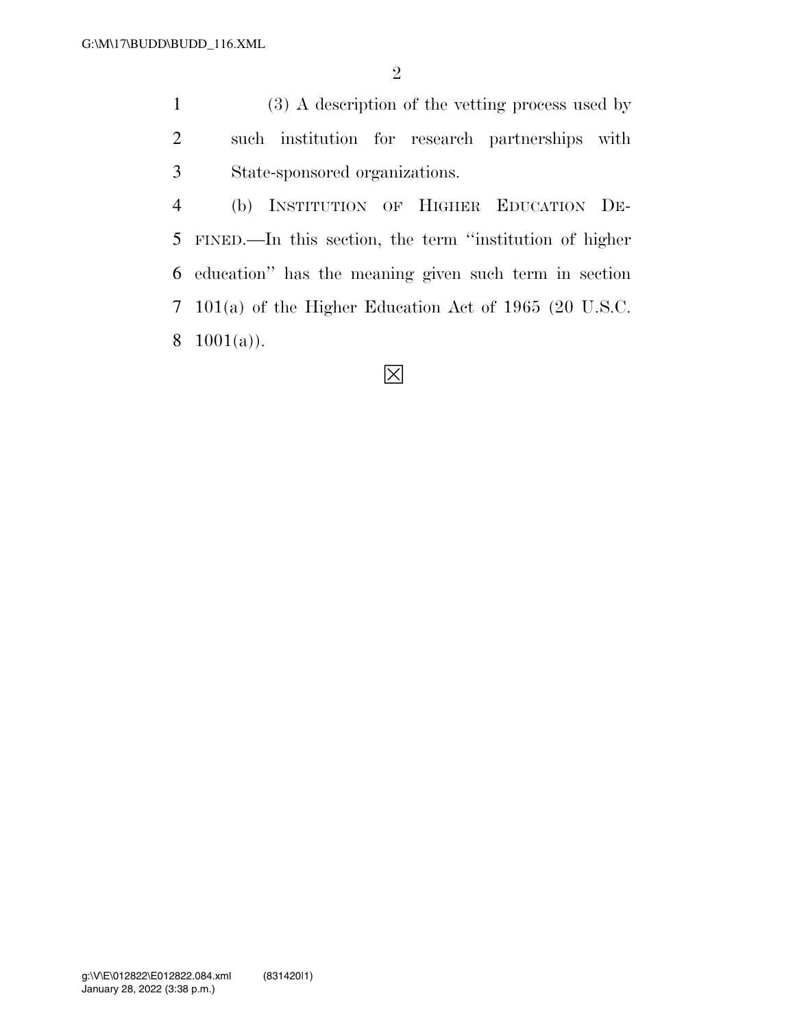(3) A description of the vetting process used by such institution for research partnerships with State-sponsored organizations.

(b) INSTITUTION OF HIGHER EDUCATION DEFINED.—In this section, the term ''institution of higher education'' has the meaning given such term in section 101(a) of the Higher Education Act of 1965 (20 U.S.C. 1001(a)).